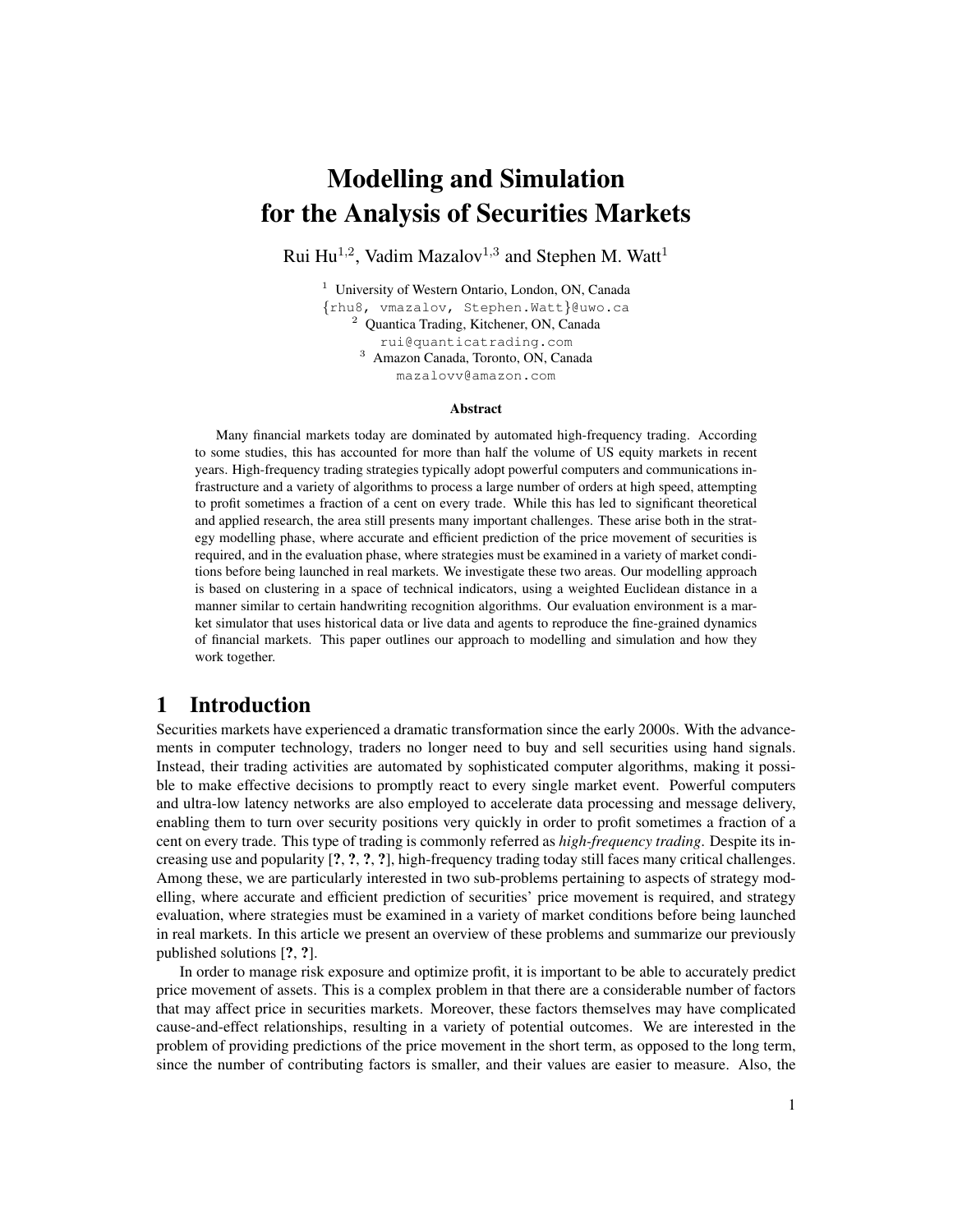# Modelling and Simulation for the Analysis of Securities Markets

Rui Hu[1,2], Vadim Mazalov[1,3] and Stephen M. Watt[1]

[1] University of Western Ontario, London, ON, Canada
{rhu8, vmazalov, Stephen.Watt}@uwo.ca
[2] Quantica Trading, Kitchener, ON, Canada
rui@quanticatrading.com
[3] Amazon Canada, Toronto, ON, Canada
mazalovv@amazon.com

### Abstract

Many financial markets today are dominated by automated high-frequency trading. According to some studies, this has accounted for more than half the volume of US equity markets in recent years. High-frequency trading strategies typically adopt powerful computers and communications infrastructure and a variety of algorithms to process a large number of orders at high speed, attempting to profit sometimes a fraction of a cent on every trade. While this has led to significant theoretical and applied research, the area still presents many important challenges. These arise both in the strategy modelling phase, where accurate and efficient prediction of the price movement of securities is required, and in the evaluation phase, where strategies must be examined in a variety of market conditions before being launched in real markets. We investigate these two areas. Our modelling approach is based on clustering in a space of technical indicators, using a weighted Euclidean distance in a manner similar to certain handwriting recognition algorithms. Our evaluation environment is a market simulator that uses historical data or live data and agents to reproduce the fine-grained dynamics of financial markets. This paper outlines our approach to modelling and simulation and how they work together.

## 1 Introduction

Securities markets have experienced a dramatic transformation since the early 2000s. With the advancements in computer technology, traders no longer need to buy and sell securities using hand signals. Instead, their trading activities are automated by sophisticated computer algorithms, making it possible to make effective decisions to promptly react to every single market event. Powerful computers and ultra-low latency networks are also employed to accelerate data processing and message delivery, enabling them to turn over security positions very quickly in order to profit sometimes a fraction of a cent on every trade. This type of trading is commonly referred as *high-frequency trading*. Despite its increasing use and popularity [**?**, **?**, **?**, **?**], high-frequency trading today still faces many critical challenges. Among these, we are particularly interested in two sub-problems pertaining to aspects of strategy modelling, where accurate and efficient prediction of securities' price movement is required, and strategy evaluation, where strategies must be examined in a variety of market conditions before being launched in real markets. In this article we present an overview of these problems and summarize our previously published solutions [**?**, **?**].

In order to manage risk exposure and optimize profit, it is important to be able to accurately predict price movement of assets. This is a complex problem in that there are a considerable number of factors that may affect price in securities markets. Moreover, these factors themselves may have complicated cause-and-effect relationships, resulting in a variety of potential outcomes. We are interested in the problem of providing predictions of the price movement in the short term, as opposed to the long term, since the number of contributing factors is smaller, and their values are easier to measure. Also, the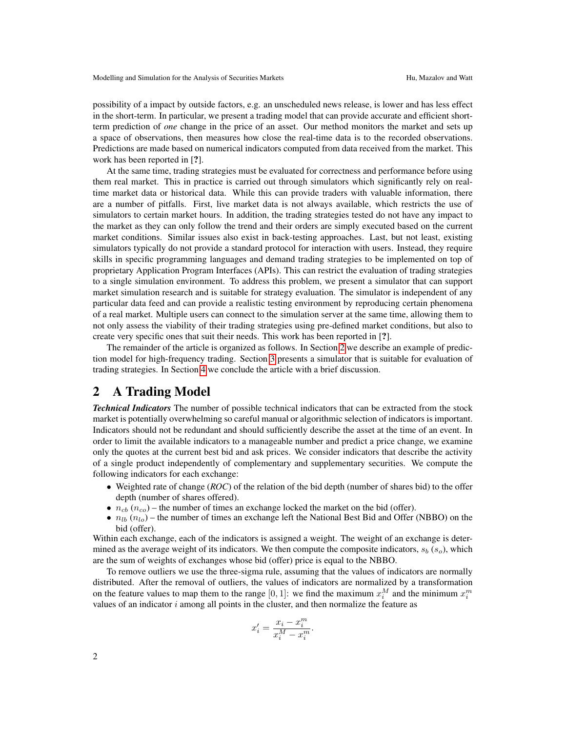possibility of a impact by outside factors, e.g. an unscheduled news release, is lower and has less effect in the short-term. In particular, we present a trading model that can provide accurate and efficient short-term prediction of *one* change in the price of an asset. Our method monitors the market and sets up a space of observations, then measures how close the real-time data is to the recorded observations. Predictions are made based on numerical indicators computed from data received from the market. This work has been reported in [**?**].

At the same time, trading strategies must be evaluated for correctness and performance before using them real market. This in practice is carried out through simulators which significantly rely on real-time market data or historical data. While this can provide traders with valuable information, there are a number of pitfalls. First, live market data is not always available, which restricts the use of simulators to certain market hours. In addition, the trading strategies tested do not have any impact to the market as they can only follow the trend and their orders are simply executed based on the current market conditions. Similar issues also exist in back-testing approaches. Last, but not least, existing simulators typically do not provide a standard protocol for interaction with users. Instead, they require skills in specific programming languages and demand trading strategies to be implemented on top of proprietary Application Program Interfaces (APIs). This can restrict the evaluation of trading strategies to a single simulation environment. To address this problem, we present a simulator that can support market simulation research and is suitable for strategy evaluation. The simulator is independent of any particular data feed and can provide a realistic testing environment by reproducing certain phenomena of a real market. Multiple users can connect to the simulation server at the same time, allowing them to not only assess the viability of their trading strategies using pre-defined market conditions, but also to create very specific ones that suit their needs. This work has been reported in [**?**].

The remainder of the article is organized as follows. In Section 2 we describe an example of prediction model for high-frequency trading. Section 3 presents a simulator that is suitable for evaluation of trading strategies. In Section 4 we conclude the article with a brief discussion.

## 2 A Trading Model

***Technical Indicators*** The number of possible technical indicators that can be extracted from the stock market is potentially overwhelming so careful manual or algorithmic selection of indicators is important. Indicators should not be redundant and should sufficiently describe the asset at the time of an event. In order to limit the available indicators to a manageable number and predict a price change, we examine only the quotes at the current best bid and ask prices. We consider indicators that describe the activity of a single product independently of complementary and supplementary securities. We compute the following indicators for each exchange:

- Weighted rate of change (*ROC*) of the relation of the bid depth (number of shares bid) to the offer depth (number of shares offered).
- $n_{cb}$ ($n_{co}$) – the number of times an exchange locked the market on the bid (offer).
- $n_{lb}$ ($n_{lo}$) – the number of times an exchange left the National Best Bid and Offer (NBBO) on the bid (offer).

Within each exchange, each of the indicators is assigned a weight. The weight of an exchange is determined as the average weight of its indicators. We then compute the composite indicators, $s_b$ ($s_o$), which are the sum of weights of exchanges whose bid (offer) price is equal to the NBBO.

To remove outliers we use the three-sigma rule, assuming that the values of indicators are normally distributed. After the removal of outliers, the values of indicators are normalized by a transformation on the feature values to map them to the range $[0, 1]$: we find the maximum $x_i^M$ and the minimum $x_i^m$ values of an indicator $i$ among all points in the cluster, and then normalize the feature as

$$x_i' = \frac{x_i - x_i^m}{x_i^M - x_i^m}.$$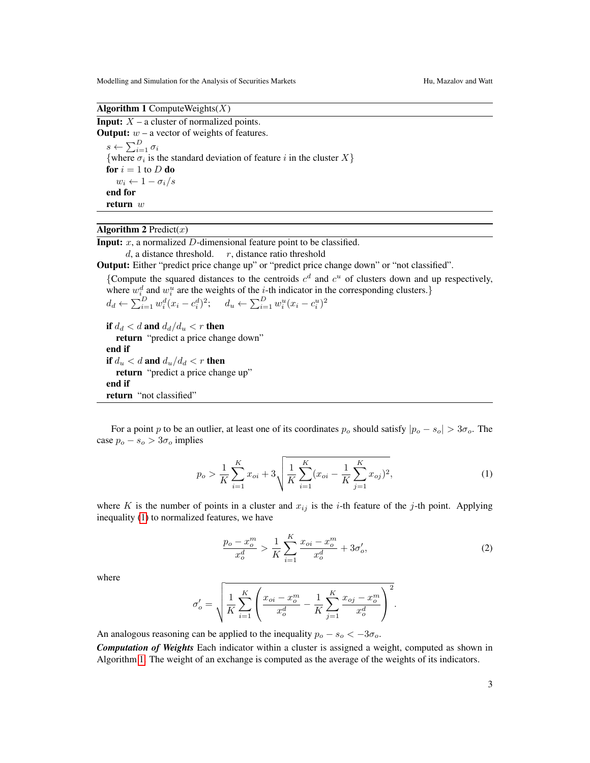**Algorithm 1** ComputeWeights($X$)

**Input:** $X$ – a cluster of normalized points.
**Output:** $w$ – a vector of weights of features.

```
s ← Σ_{i=1}^{D} σ_i
{where σ_i is the standard deviation of feature i in the cluster X}
for i = 1 to D do
    w_i ← 1 − σ_i / s
end for
return w
```

**Algorithm 2** Predict($x$)

**Input:** $x$, a normalized $D$-dimensional feature point to be classified.
$d$, a distance threshold. $r$, distance ratio threshold
**Output:** Either "predict price change up" or "predict price change down" or "not classified".

```
{Compute the squared distances to the centroids c^d and c^u of clusters down and up respectively,
where w_i^d and w_i^u are the weights of the i-th indicator in the corresponding clusters.}
d_d ← Σ_{i=1}^{D} w_i^d (x_i − c_i^d)^2;     d_u ← Σ_{i=1}^{D} w_i^u (x_i − c_i^u)^2

if d_d < d and d_d/d_u < r then
    return "predict a price change down"
end if
if d_u < d and d_u/d_d < r then
    return "predict a price change up"
end if
return "not classified"
```

For a point $p$ to be an outlier, at least one of its coordinates $p_o$ should satisfy $|p_o - s_o| > 3\sigma_o$. The case $p_o - s_o > 3\sigma_o$ implies

$$p_o > \frac{1}{K}\sum_{i=1}^{K} x_{oi} + 3\sqrt{\frac{1}{K}\sum_{i=1}^{K}(x_{oi} - \frac{1}{K}\sum_{j=1}^{K} x_{oj})^2}, \tag{1}$$

where $K$ is the number of points in a cluster and $x_{ij}$ is the $i$-th feature of the $j$-th point. Applying inequality (1) to normalized features, we have

$$\frac{p_o - x_o^m}{x_o^d} > \frac{1}{K}\sum_{i=1}^{K} \frac{x_{oi} - x_o^m}{x_o^d} + 3\sigma_o', \tag{2}$$

where

$$\sigma_o' = \sqrt{\frac{1}{K}\sum_{i=1}^{K}\left(\frac{x_{oi} - x_o^m}{x_o^d} - \frac{1}{K}\sum_{j=1}^{K}\frac{x_{oj} - x_o^m}{x_o^d}\right)^2}.$$

An analogous reasoning can be applied to the inequality $p_o - s_o < -3\sigma_o$.

***Computation of Weights*** Each indicator within a cluster is assigned a weight, computed as shown in Algorithm 1. The weight of an exchange is computed as the average of the weights of its indicators.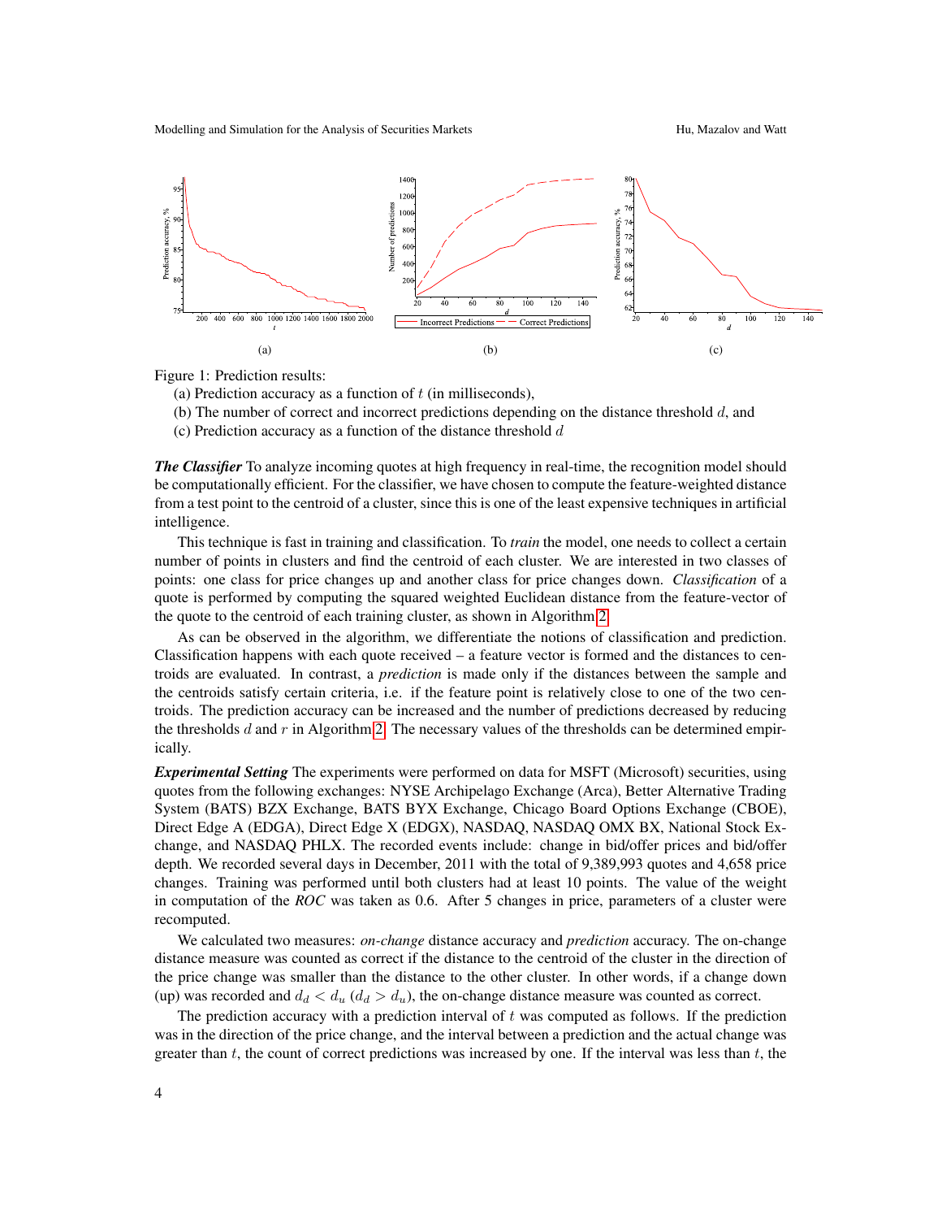Figure 1: Prediction results:
(a) Prediction accuracy as a function of $t$ (in milliseconds),
(b) The number of correct and incorrect predictions depending on the distance threshold $d$, and
(c) Prediction accuracy as a function of the distance threshold $d$

***The Classifier*** To analyze incoming quotes at high frequency in real-time, the recognition model should be computationally efficient. For the classifier, we have chosen to compute the feature-weighted distance from a test point to the centroid of a cluster, since this is one of the least expensive techniques in artificial intelligence.

This technique is fast in training and classification. To *train* the model, one needs to collect a certain number of points in clusters and find the centroid of each cluster. We are interested in two classes of points: one class for price changes up and another class for price changes down. *Classification* of a quote is performed by computing the squared weighted Euclidean distance from the feature-vector of the quote to the centroid of each training cluster, as shown in Algorithm 2.

As can be observed in the algorithm, we differentiate the notions of classification and prediction. Classification happens with each quote received – a feature vector is formed and the distances to centroids are evaluated. In contrast, a *prediction* is made only if the distances between the sample and the centroids satisfy certain criteria, i.e. if the feature point is relatively close to one of the two centroids. The prediction accuracy can be increased and the number of predictions decreased by reducing the thresholds $d$ and $r$ in Algorithm 2. The necessary values of the thresholds can be determined empirically.

***Experimental Setting*** The experiments were performed on data for MSFT (Microsoft) securities, using quotes from the following exchanges: NYSE Archipelago Exchange (Arca), Better Alternative Trading System (BATS) BZX Exchange, BATS BYX Exchange, Chicago Board Options Exchange (CBOE), Direct Edge A (EDGA), Direct Edge X (EDGX), NASDAQ, NASDAQ OMX BX, National Stock Exchange, and NASDAQ PHLX. The recorded events include: change in bid/offer prices and bid/offer depth. We recorded several days in December, 2011 with the total of 9,389,993 quotes and 4,658 price changes. Training was performed until both clusters had at least 10 points. The value of the weight in computation of the *ROC* was taken as 0.6. After 5 changes in price, parameters of a cluster were recomputed.

We calculated two measures: *on-change* distance accuracy and *prediction* accuracy. The on-change distance measure was counted as correct if the distance to the centroid of the cluster in the direction of the price change was smaller than the distance to the other cluster. In other words, if a change down (up) was recorded and $d_d < d_u$ ($d_d > d_u$), the on-change distance measure was counted as correct.

The prediction accuracy with a prediction interval of $t$ was computed as follows. If the prediction was in the direction of the price change, and the interval between a prediction and the actual change was greater than $t$, the count of correct predictions was increased by one. If the interval was less than $t$, the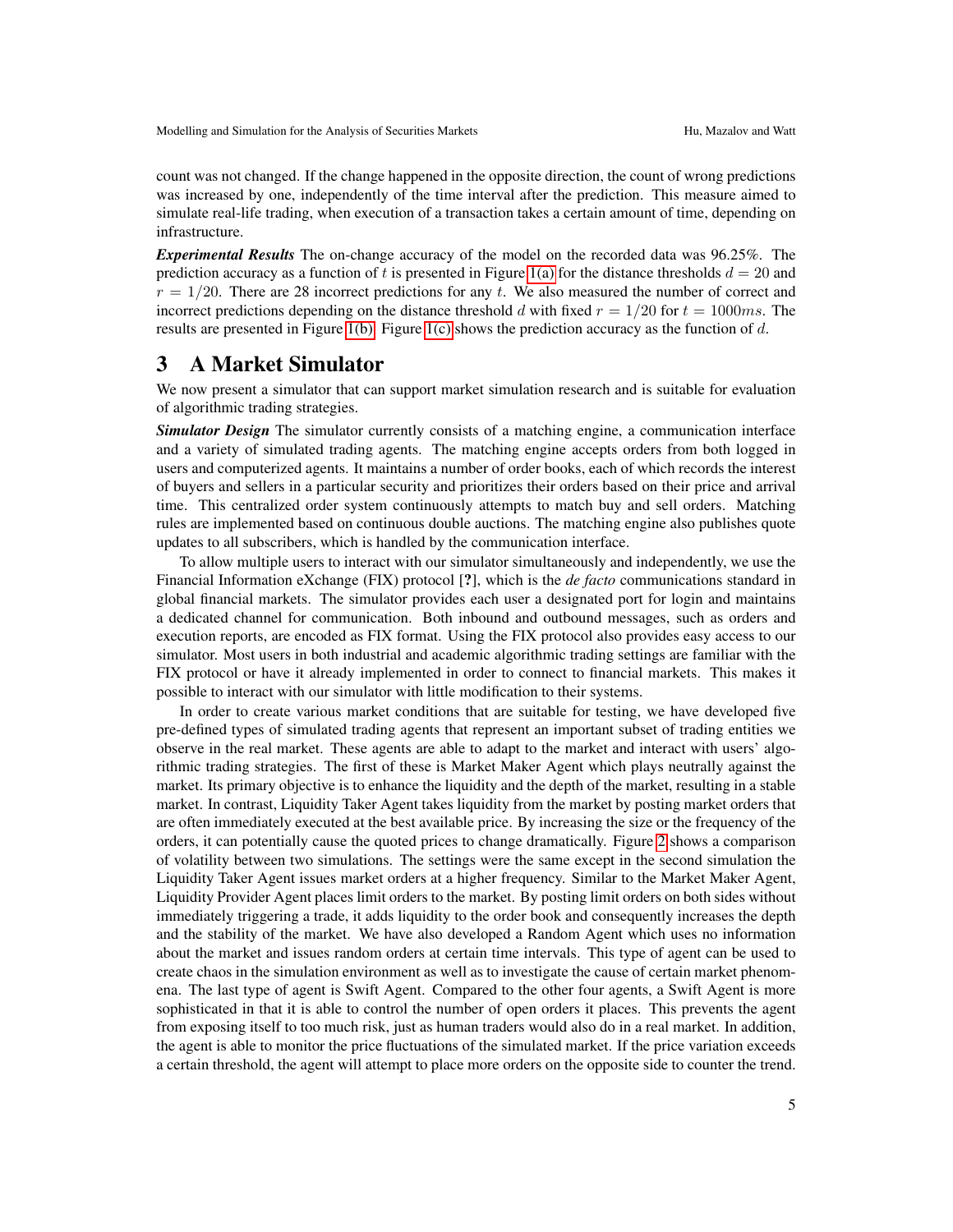count was not changed. If the change happened in the opposite direction, the count of wrong predictions was increased by one, independently of the time interval after the prediction. This measure aimed to simulate real-life trading, when execution of a transaction takes a certain amount of time, depending on infrastructure.

***Experimental Results*** The on-change accuracy of the model on the recorded data was 96.25%. The prediction accuracy as a function of $t$ is presented in Figure 1(a) for the distance thresholds $d = 20$ and $r = 1/20$. There are 28 incorrect predictions for any $t$. We also measured the number of correct and incorrect predictions depending on the distance threshold $d$ with fixed $r = 1/20$ for $t = 1000ms$. The results are presented in Figure 1(b). Figure 1(c) shows the prediction accuracy as the function of $d$.

## 3 A Market Simulator

We now present a simulator that can support market simulation research and is suitable for evaluation of algorithmic trading strategies.

***Simulator Design*** The simulator currently consists of a matching engine, a communication interface and a variety of simulated trading agents. The matching engine accepts orders from both logged in users and computerized agents. It maintains a number of order books, each of which records the interest of buyers and sellers in a particular security and prioritizes their orders based on their price and arrival time. This centralized order system continuously attempts to match buy and sell orders. Matching rules are implemented based on continuous double auctions. The matching engine also publishes quote updates to all subscribers, which is handled by the communication interface.

To allow multiple users to interact with our simulator simultaneously and independently, we use the Financial Information eXchange (FIX) protocol [**?**], which is the *de facto* communications standard in global financial markets. The simulator provides each user a designated port for login and maintains a dedicated channel for communication. Both inbound and outbound messages, such as orders and execution reports, are encoded as FIX format. Using the FIX protocol also provides easy access to our simulator. Most users in both industrial and academic algorithmic trading settings are familiar with the FIX protocol or have it already implemented in order to connect to financial markets. This makes it possible to interact with our simulator with little modification to their systems.

In order to create various market conditions that are suitable for testing, we have developed five pre-defined types of simulated trading agents that represent an important subset of trading entities we observe in the real market. These agents are able to adapt to the market and interact with users' algorithmic trading strategies. The first of these is Market Maker Agent which plays neutrally against the market. Its primary objective is to enhance the liquidity and the depth of the market, resulting in a stable market. In contrast, Liquidity Taker Agent takes liquidity from the market by posting market orders that are often immediately executed at the best available price. By increasing the size or the frequency of the orders, it can potentially cause the quoted prices to change dramatically. Figure 2 shows a comparison of volatility between two simulations. The settings were the same except in the second simulation the Liquidity Taker Agent issues market orders at a higher frequency. Similar to the Market Maker Agent, Liquidity Provider Agent places limit orders to the market. By posting limit orders on both sides without immediately triggering a trade, it adds liquidity to the order book and consequently increases the depth and the stability of the market. We have also developed a Random Agent which uses no information about the market and issues random orders at certain time intervals. This type of agent can be used to create chaos in the simulation environment as well as to investigate the cause of certain market phenomena. The last type of agent is Swift Agent. Compared to the other four agents, a Swift Agent is more sophisticated in that it is able to control the number of open orders it places. This prevents the agent from exposing itself to too much risk, just as human traders would also do in a real market. In addition, the agent is able to monitor the price fluctuations of the simulated market. If the price variation exceeds a certain threshold, the agent will attempt to place more orders on the opposite side to counter the trend.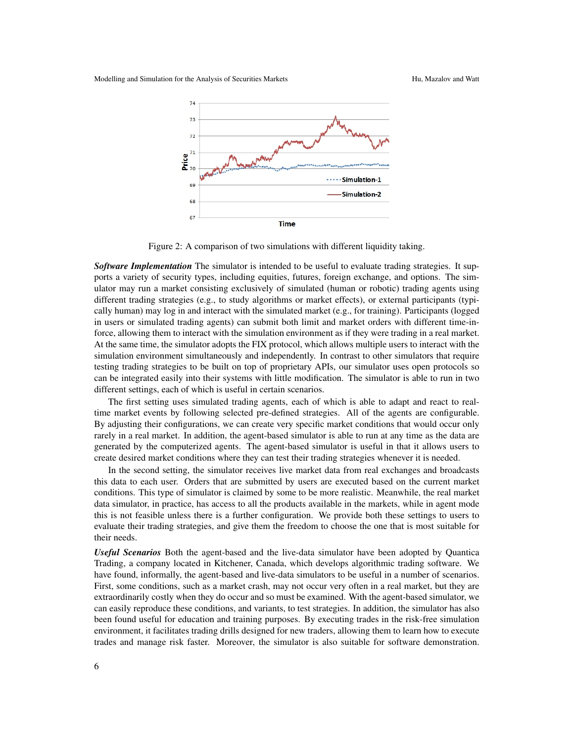Figure 2: A comparison of two simulations with different liquidity taking.

***Software Implementation*** The simulator is intended to be useful to evaluate trading strategies. It supports a variety of security types, including equities, futures, foreign exchange, and options. The simulator may run a market consisting exclusively of simulated (human or robotic) trading agents using different trading strategies (e.g., to study algorithms or market effects), or external participants (typically human) may log in and interact with the simulated market (e.g., for training). Participants (logged in users or simulated trading agents) can submit both limit and market orders with different time-in-force, allowing them to interact with the simulation environment as if they were trading in a real market. At the same time, the simulator adopts the FIX protocol, which allows multiple users to interact with the simulation environment simultaneously and independently. In contrast to other simulators that require testing trading strategies to be built on top of proprietary APIs, our simulator uses open protocols so can be integrated easily into their systems with little modification. The simulator is able to run in two different settings, each of which is useful in certain scenarios.

The first setting uses simulated trading agents, each of which is able to adapt and react to real-time market events by following selected pre-defined strategies. All of the agents are configurable. By adjusting their configurations, we can create very specific market conditions that would occur only rarely in a real market. In addition, the agent-based simulator is able to run at any time as the data are generated by the computerized agents. The agent-based simulator is useful in that it allows users to create desired market conditions where they can test their trading strategies whenever it is needed.

In the second setting, the simulator receives live market data from real exchanges and broadcasts this data to each user. Orders that are submitted by users are executed based on the current market conditions. This type of simulator is claimed by some to be more realistic. Meanwhile, the real market data simulator, in practice, has access to all the products available in the markets, while in agent mode this is not feasible unless there is a further configuration. We provide both these settings to users to evaluate their trading strategies, and give them the freedom to choose the one that is most suitable for their needs.

***Useful Scenarios*** Both the agent-based and the live-data simulator have been adopted by Quantica Trading, a company located in Kitchener, Canada, which develops algorithmic trading software. We have found, informally, the agent-based and live-data simulators to be useful in a number of scenarios. First, some conditions, such as a market crash, may not occur very often in a real market, but they are extraordinarily costly when they do occur and so must be examined. With the agent-based simulator, we can easily reproduce these conditions, and variants, to test strategies. In addition, the simulator has also been found useful for education and training purposes. By executing trades in the risk-free simulation environment, it facilitates trading drills designed for new traders, allowing them to learn how to execute trades and manage risk faster. Moreover, the simulator is also suitable for software demonstration.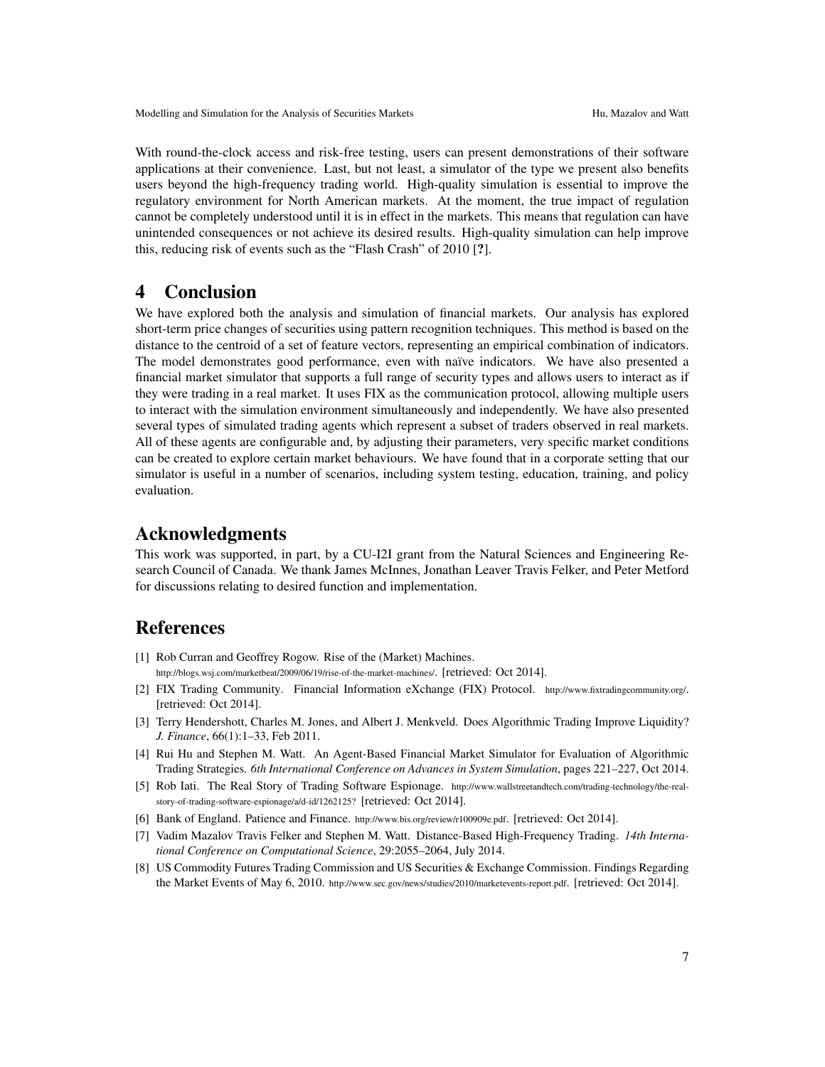With round-the-clock access and risk-free testing, users can present demonstrations of their software applications at their convenience. Last, but not least, a simulator of the type we present also benefits users beyond the high-frequency trading world. High-quality simulation is essential to improve the regulatory environment for North American markets. At the moment, the true impact of regulation cannot be completely understood until it is in effect in the markets. This means that regulation can have unintended consequences or not achieve its desired results. High-quality simulation can help improve this, reducing risk of events such as the "Flash Crash" of 2010 [**?**].

# 4 Conclusion

We have explored both the analysis and simulation of financial markets. Our analysis has explored short-term price changes of securities using pattern recognition techniques. This method is based on the distance to the centroid of a set of feature vectors, representing an empirical combination of indicators. The model demonstrates good performance, even with naïve indicators. We have also presented a financial market simulator that supports a full range of security types and allows users to interact as if they were trading in a real market. It uses FIX as the communication protocol, allowing multiple users to interact with the simulation environment simultaneously and independently. We have also presented several types of simulated trading agents which represent a subset of traders observed in real markets. All of these agents are configurable and, by adjusting their parameters, very specific market conditions can be created to explore certain market behaviours. We have found that in a corporate setting that our simulator is useful in a number of scenarios, including system testing, education, training, and policy evaluation.

# Acknowledgments

This work was supported, in part, by a CU-I2I grant from the Natural Sciences and Engineering Research Council of Canada. We thank James McInnes, Jonathan Leaver Travis Felker, and Peter Metford for discussions relating to desired function and implementation.

# References

[1] Rob Curran and Geoffrey Rogow. Rise of the (Market) Machines. http://blogs.wsj.com/marketbeat/2009/06/19/rise-of-the-market-machines/. [retrieved: Oct 2014].

[2] FIX Trading Community. Financial Information eXchange (FIX) Protocol. http://www.fixtradingcommunity.org/. [retrieved: Oct 2014].

[3] Terry Hendershott, Charles M. Jones, and Albert J. Menkveld. Does Algorithmic Trading Improve Liquidity? *J. Finance*, 66(1):1–33, Feb 2011.

[4] Rui Hu and Stephen M. Watt. An Agent-Based Financial Market Simulator for Evaluation of Algorithmic Trading Strategies. *6th International Conference on Advances in System Simulation*, pages 221–227, Oct 2014.

[5] Rob Iati. The Real Story of Trading Software Espionage. http://www.wallstreetandtech.com/trading-technology/the-real-story-of-trading-software-espionage/a/d-id/1262125? [retrieved: Oct 2014].

[6] Bank of England. Patience and Finance. http://www.bis.org/review/r100909e.pdf. [retrieved: Oct 2014].

[7] Vadim Mazalov Travis Felker and Stephen M. Watt. Distance-Based High-Frequency Trading. *14th International Conference on Computational Science*, 29:2055–2064, July 2014.

[8] US Commodity Futures Trading Commission and US Securities & Exchange Commission. Findings Regarding the Market Events of May 6, 2010. http://www.sec.gov/news/studies/2010/marketevents-report.pdf. [retrieved: Oct 2014].